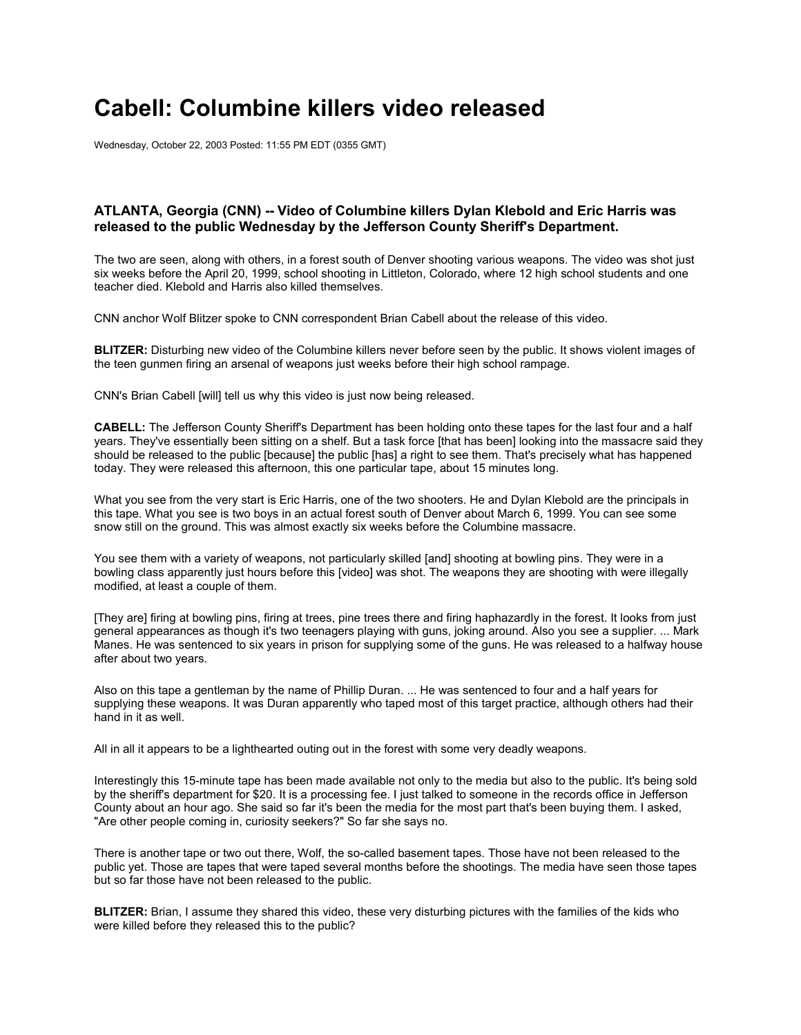# Cabell: Columbine killers video released

Wednesday, October 22, 2003 Posted: 11:55 PM EDT (0355 GMT)

**ATLANTA, Georgia (CNN) -- Video of Columbine killers Dylan Klebold and Eric Harris was released to the public Wednesday by the Jefferson County Sheriff's Department.**

The two are seen, along with others, in a forest south of Denver shooting various weapons. The video was shot just six weeks before the April 20, 1999, school shooting in Littleton, Colorado, where 12 high school students and one teacher died. Klebold and Harris also killed themselves.

CNN anchor Wolf Blitzer spoke to CNN correspondent Brian Cabell about the release of this video.

**BLITZER:** Disturbing new video of the Columbine killers never before seen by the public. It shows violent images of the teen gunmen firing an arsenal of weapons just weeks before their high school rampage.

CNN's Brian Cabell [will] tell us why this video is just now being released.

**CABELL:** The Jefferson County Sheriff's Department has been holding onto these tapes for the last four and a half years. They've essentially been sitting on a shelf. But a task force [that has been] looking into the massacre said they should be released to the public [because] the public [has] a right to see them. That's precisely what has happened today. They were released this afternoon, this one particular tape, about 15 minutes long.

What you see from the very start is Eric Harris, one of the two shooters. He and Dylan Klebold are the principals in this tape. What you see is two boys in an actual forest south of Denver about March 6, 1999. You can see some snow still on the ground. This was almost exactly six weeks before the Columbine massacre.

You see them with a variety of weapons, not particularly skilled [and] shooting at bowling pins. They were in a bowling class apparently just hours before this [video] was shot. The weapons they are shooting with were illegally modified, at least a couple of them.

[They are] firing at bowling pins, firing at trees, pine trees there and firing haphazardly in the forest. It looks from just general appearances as though it's two teenagers playing with guns, joking around. Also you see a supplier. ... Mark Manes. He was sentenced to six years in prison for supplying some of the guns. He was released to a halfway house after about two years.

Also on this tape a gentleman by the name of Phillip Duran. ... He was sentenced to four and a half years for supplying these weapons. It was Duran apparently who taped most of this target practice, although others had their hand in it as well.

All in all it appears to be a lighthearted outing out in the forest with some very deadly weapons.

Interestingly this 15-minute tape has been made available not only to the media but also to the public. It's being sold by the sheriff's department for $20. It is a processing fee. I just talked to someone in the records office in Jefferson County about an hour ago. She said so far it's been the media for the most part that's been buying them. I asked, "Are other people coming in, curiosity seekers?" So far she says no.

There is another tape or two out there, Wolf, the so-called basement tapes. Those have not been released to the public yet. Those are tapes that were taped several months before the shootings. The media have seen those tapes but so far those have not been released to the public.

**BLITZER:** Brian, I assume they shared this video, these very disturbing pictures with the families of the kids who were killed before they released this to the public?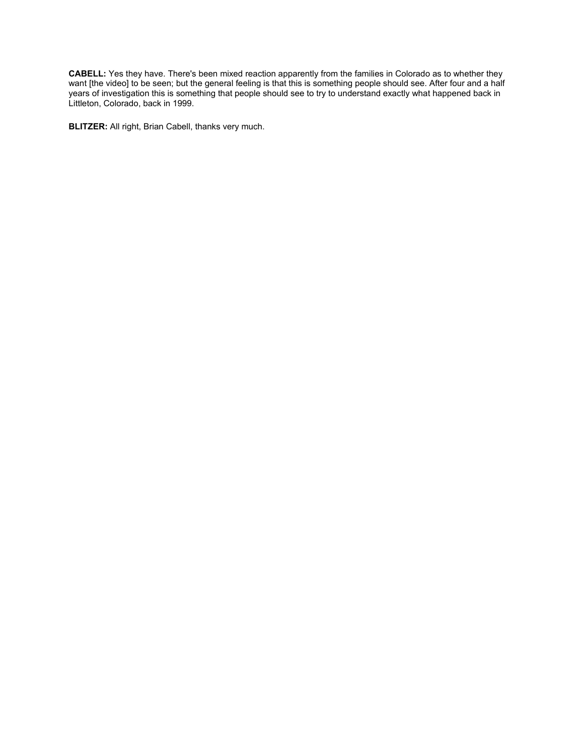**CABELL:** Yes they have. There's been mixed reaction apparently from the families in Colorado as to whether they want [the video] to be seen; but the general feeling is that this is something people should see. After four and a half years of investigation this is something that people should see to try to understand exactly what happened back in Littleton, Colorado, back in 1999.

**BLITZER:** All right, Brian Cabell, thanks very much.